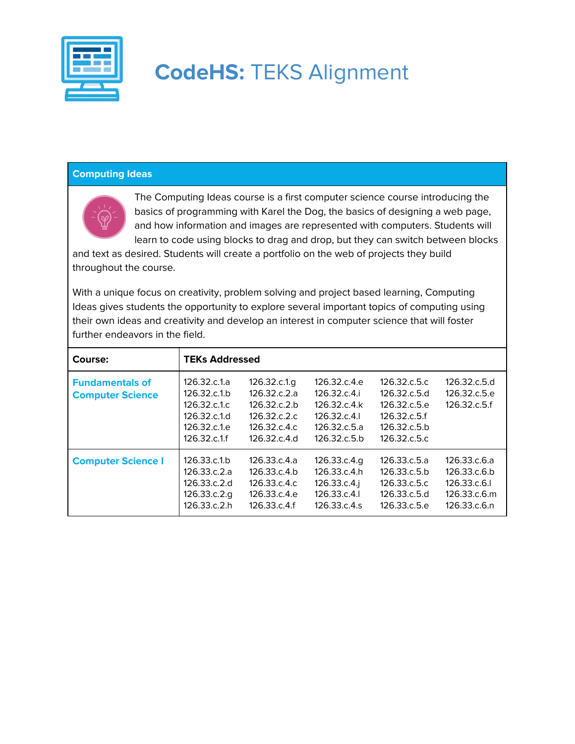# **CodeHS:** TEKS Alignment

## Computing Ideas

The Computing Ideas course is a first computer science course introducing the basics of programming with Karel the Dog, the basics of designing a web page, and how information and images are represented with computers. Students will learn to code using blocks to drag and drop, but they can switch between blocks and text as desired. Students will create a portfolio on the web of projects they build throughout the course.

With a unique focus on creativity, problem solving and project based learning, Computing Ideas gives students the opportunity to explore several important topics of computing using their own ideas and creativity and develop an interest in computer science that will foster further endeavors in the field.

| Course: | TEKs Addressed | | | | |
|---|---|---|---|---|---|
| **Fundamentals of Computer Science** | 126.32.c.1.a<br>126.32.c.1.b<br>126.32.c.1.c<br>126.32.c.1.d<br>126.32.c.1.e<br>126.32.c.1.f | 126.32.c.1.g<br>126.32.c.2.a<br>126.32.c.2.b<br>126.32.c.2.c<br>126.32.c.4.c<br>126.32.c.4.d | 126.32.c.4.e<br>126.32.c.4.i<br>126.32.c.4.k<br>126.32.c.4.l<br>126.32.c.5.a<br>126.32.c.5.b | 126.32.c.5.c<br>126.32.c.5.d<br>126.32.c.5.e<br>126.32.c.5.f<br>126.32.c.5.b<br>126.32.c.5.c | 126.32.c.5.d<br>126.32.c.5.e<br>126.32.c.5.f |
| **Computer Science I** | 126.33.c.1.b<br>126.33.c.2.a<br>126.33.c.2.d<br>126.33.c.2.g<br>126.33.c.2.h | 126.33.c.4.a<br>126.33.c.4.b<br>126.33.c.4.c<br>126.33.c.4.e<br>126.33.c.4.f | 126.33.c.4.g<br>126.33.c.4.h<br>126.33.c.4.j<br>126.33.c.4.l<br>126.33.c.4.s | 126.33.c.5.a<br>126.33.c.5.b<br>126.33.c.5.c<br>126.33.c.5.d<br>126.33.c.5.e | 126.33.c.6.a<br>126.33.c.6.b<br>126.33.c.6.l<br>126.33.c.6.m<br>126.33.c.6.n |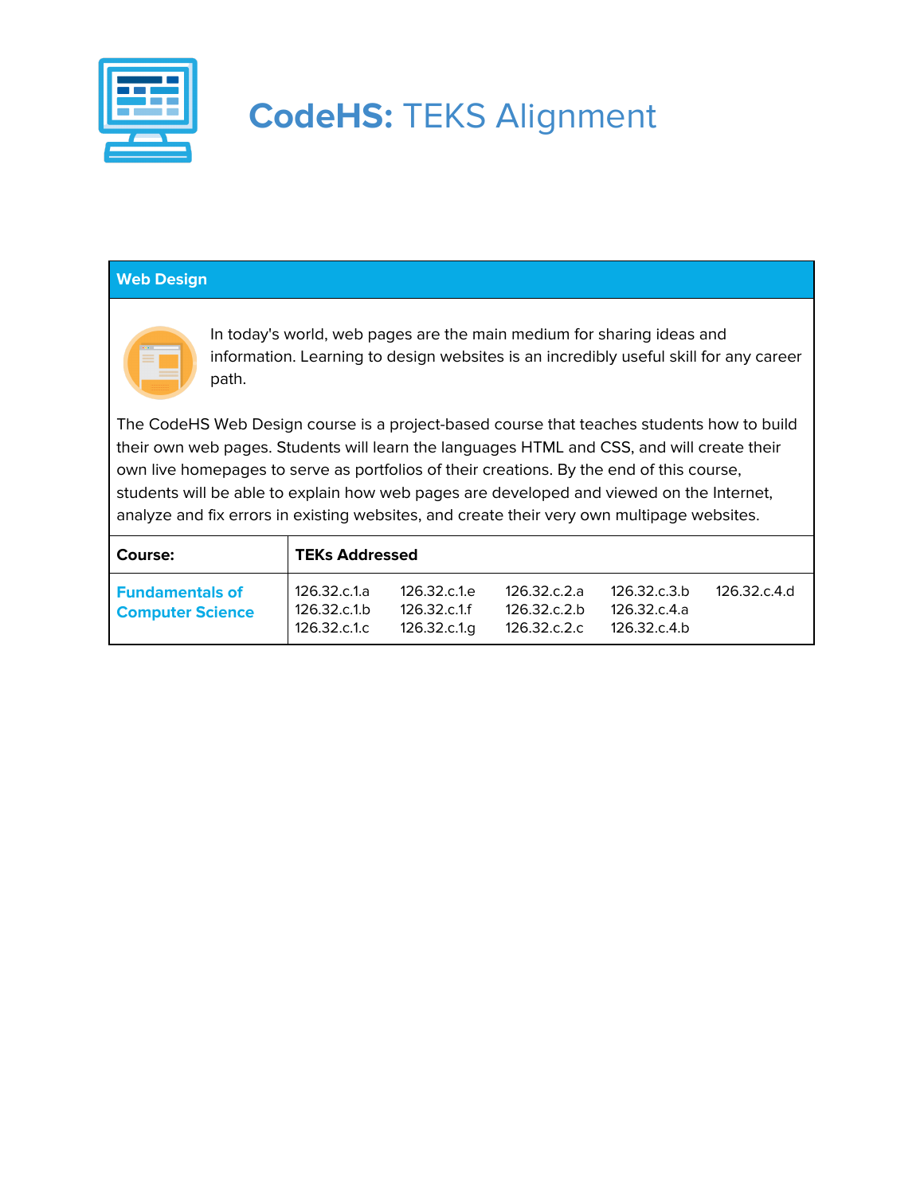# **CodeHS:** TEKS Alignment

| Web Design | |
|---|---|
| In today's world, web pages are the main medium for sharing ideas and information. Learning to design websites is an incredibly useful skill for any career path. The CodeHS Web Design course is a project-based course that teaches students how to build their own web pages. Students will learn the languages HTML and CSS, and will create their own live homepages to serve as portfolios of their creations. By the end of this course, students will be able to explain how web pages are developed and viewed on the Internet, analyze and fix errors in existing websites, and create their very own multipage websites. | |
| **Course:** | **TEKs Addressed** |
| **Fundamentals of Computer Science** | 126.32.c.1.a 126.32.c.1.b 126.32.c.1.c 126.32.c.1.e 126.32.c.1.f 126.32.c.1.g 126.32.c.2.a 126.32.c.2.b 126.32.c.2.c 126.32.c.3.b 126.32.c.4.a 126.32.c.4.b 126.32.c.4.d |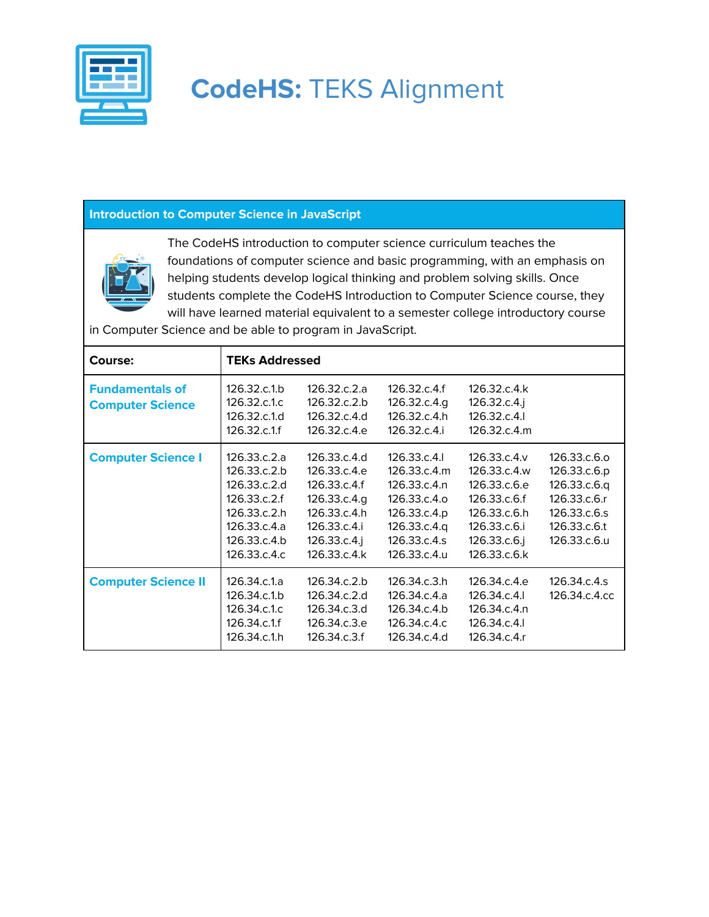# **CodeHS:** TEKS Alignment

| Introduction to Computer Science in JavaScript | |
|---|---|
| The CodeHS introduction to computer science curriculum teaches the foundations of computer science and basic programming, with an emphasis on helping students develop logical thinking and problem solving skills. Once students complete the CodeHS Introduction to Computer Science course, they will have learned material equivalent to a semester college introductory course in Computer Science and be able to program in JavaScript. | |
| **Course:** | **TEKs Addressed** |
| **Fundamentals of Computer Science** | 126.32.c.1.b 126.32.c.1.c 126.32.c.1.d 126.32.c.1.f 126.32.c.2.a 126.32.c.2.b 126.32.c.4.d 126.32.c.4.e 126.32.c.4.f 126.32.c.4.g 126.32.c.4.h 126.32.c.4.i 126.32.c.4.k 126.32.c.4.j 126.32.c.4.l 126.32.c.4.m |
| **Computer Science I** | 126.33.c.2.a 126.33.c.2.b 126.33.c.2.d 126.33.c.2.f 126.33.c.2.h 126.33.c.4.a 126.33.c.4.b 126.33.c.4.c 126.33.c.4.d 126.33.c.4.e 126.33.c.4.f 126.33.c.4.g 126.33.c.4.h 126.33.c.4.i 126.33.c.4.j 126.33.c.4.k 126.33.c.4.l 126.33.c.4.m 126.33.c.4.n 126.33.c.4.o 126.33.c.4.p 126.33.c.4.q 126.33.c.4.s 126.33.c.4.u 126.33.c.4.v 126.33.c.4.w 126.33.c.6.e 126.33.c.6.f 126.33.c.6.h 126.33.c.6.i 126.33.c.6.j 126.33.c.6.k 126.33.c.6.o 126.33.c.6.p 126.33.c.6.q 126.33.c.6.r 126.33.c.6.s 126.33.c.6.t 126.33.c.6.u |
| **Computer Science II** | 126.34.c.1.a 126.34.c.1.b 126.34.c.1.c 126.34.c.1.f 126.34.c.1.h 126.34.c.2.b 126.34.c.2.d 126.34.c.3.d 126.34.c.3.e 126.34.c.3.f 126.34.c.3.h 126.34.c.4.a 126.34.c.4.b 126.34.c.4.c 126.34.c.4.d 126.34.c.4.e 126.34.c.4.l 126.34.c.4.n 126.34.c.4.l 126.34.c.4.r 126.34.c.4.s 126.34.c.4.cc |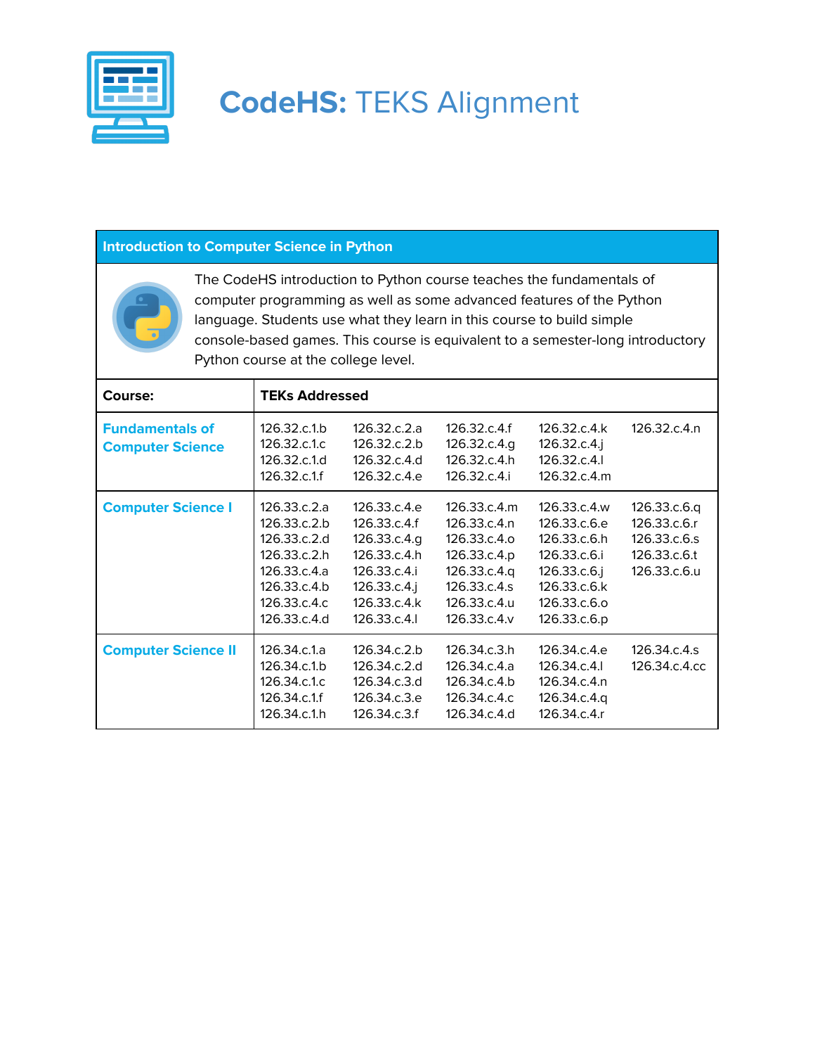# **CodeHS:** TEKS Alignment

| **Introduction to Computer Science in Python** | |
|---|---|
| | The CodeHS introduction to Python course teaches the fundamentals of computer programming as well as some advanced features of the Python language. Students use what they learn in this course to build simple console-based games. This course is equivalent to a semester-long introductory Python course at the college level. |
| **Course:** | **TEKs Addressed** |
| **Fundamentals of Computer Science** | 126.32.c.1.b 126.32.c.1.c 126.32.c.1.d 126.32.c.1.f 126.32.c.2.a 126.32.c.2.b 126.32.c.4.d 126.32.c.4.e 126.32.c.4.f 126.32.c.4.g 126.32.c.4.h 126.32.c.4.i 126.32.c.4.k 126.32.c.4.j 126.32.c.4.l 126.32.c.4.m 126.32.c.4.n |
| **Computer Science I** | 126.33.c.2.a 126.33.c.2.b 126.33.c.2.d 126.33.c.2.h 126.33.c.4.a 126.33.c.4.b 126.33.c.4.c 126.33.c.4.d 126.33.c.4.e 126.33.c.4.f 126.33.c.4.g 126.33.c.4.h 126.33.c.4.i 126.33.c.4.j 126.33.c.4.k 126.33.c.4.l 126.33.c.4.m 126.33.c.4.n 126.33.c.4.o 126.33.c.4.p 126.33.c.4.q 126.33.c.4.s 126.33.c.4.u 126.33.c.4.v 126.33.c.4.w 126.33.c.6.e 126.33.c.6.h 126.33.c.6.i 126.33.c.6.j 126.33.c.6.k 126.33.c.6.o 126.33.c.6.p 126.33.c.6.q 126.33.c.6.r 126.33.c.6.s 126.33.c.6.t 126.33.c.6.u |
| **Computer Science II** | 126.34.c.1.a 126.34.c.1.b 126.34.c.1.c 126.34.c.1.f 126.34.c.1.h 126.34.c.2.b 126.34.c.2.d 126.34.c.3.d 126.34.c.3.e 126.34.c.3.f 126.34.c.3.h 126.34.c.4.a 126.34.c.4.b 126.34.c.4.c 126.34.c.4.d 126.34.c.4.e 126.34.c.4.l 126.34.c.4.n 126.34.c.4.q 126.34.c.4.r 126.34.c.4.s 126.34.c.4.cc |